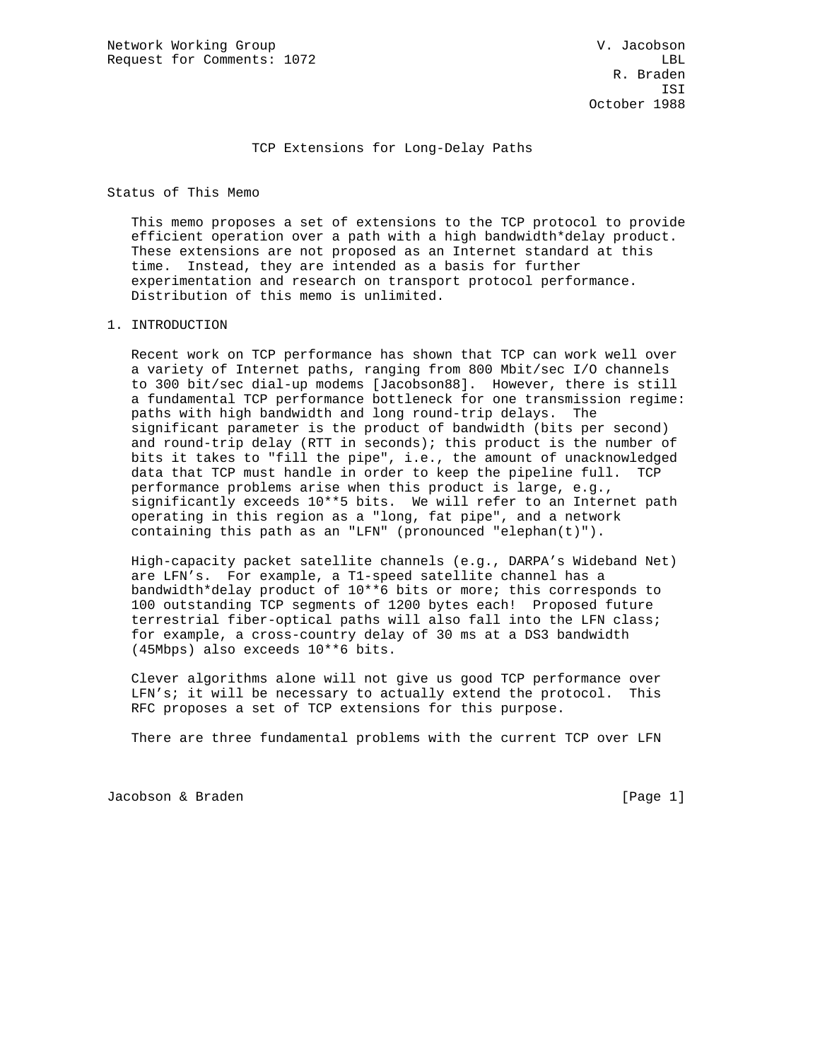Network Working Group V. Jacobson
Request for Comments: 1072 LBL
R. Braden
ISI
October 1988

# TCP Extensions for Long-Delay Paths

## Status of This Memo

This memo proposes a set of extensions to the TCP protocol to provide efficient operation over a path with a high bandwidth*delay product. These extensions are not proposed as an Internet standard at this time. Instead, they are intended as a basis for further experimentation and research on transport protocol performance. Distribution of this memo is unlimited.

## 1. INTRODUCTION

Recent work on TCP performance has shown that TCP can work well over a variety of Internet paths, ranging from 800 Mbit/sec I/O channels to 300 bit/sec dial-up modems [Jacobson88]. However, there is still a fundamental TCP performance bottleneck for one transmission regime: paths with high bandwidth and long round-trip delays. The significant parameter is the product of bandwidth (bits per second) and round-trip delay (RTT in seconds); this product is the number of bits it takes to "fill the pipe", i.e., the amount of unacknowledged data that TCP must handle in order to keep the pipeline full. TCP performance problems arise when this product is large, e.g., significantly exceeds 10**5 bits. We will refer to an Internet path operating in this region as a "long, fat pipe", and a network containing this path as an "LFN" (pronounced "elephan(t)").

High-capacity packet satellite channels (e.g., DARPA's Wideband Net) are LFN's. For example, a T1-speed satellite channel has a bandwidth*delay product of 10**6 bits or more; this corresponds to 100 outstanding TCP segments of 1200 bytes each! Proposed future terrestrial fiber-optical paths will also fall into the LFN class; for example, a cross-country delay of 30 ms at a DS3 bandwidth (45Mbps) also exceeds 10**6 bits.

Clever algorithms alone will not give us good TCP performance over LFN's; it will be necessary to actually extend the protocol. This RFC proposes a set of TCP extensions for this purpose.

There are three fundamental problems with the current TCP over LFN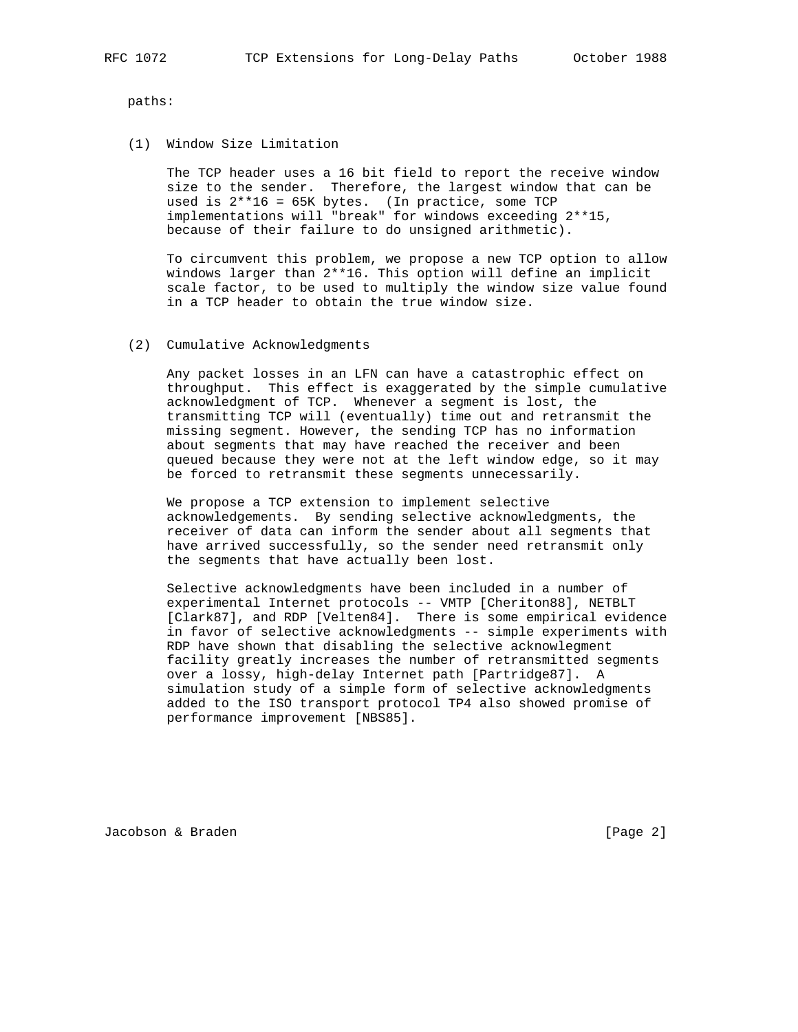paths:

(1) Window Size Limitation

The TCP header uses a 16 bit field to report the receive window size to the sender. Therefore, the largest window that can be used is $2^{16}$ = 65K bytes. (In practice, some TCP implementations will "break" for windows exceeding $2^{15}$, because of their failure to do unsigned arithmetic).

To circumvent this problem, we propose a new TCP option to allow windows larger than $2^{16}$. This option will define an implicit scale factor, to be used to multiply the window size value found in a TCP header to obtain the true window size.

(2) Cumulative Acknowledgments

Any packet losses in an LFN can have a catastrophic effect on throughput. This effect is exaggerated by the simple cumulative acknowledgment of TCP. Whenever a segment is lost, the transmitting TCP will (eventually) time out and retransmit the missing segment. However, the sending TCP has no information about segments that may have reached the receiver and been queued because they were not at the left window edge, so it may be forced to retransmit these segments unnecessarily.

We propose a TCP extension to implement selective acknowledgements. By sending selective acknowledgments, the receiver of data can inform the sender about all segments that have arrived successfully, so the sender need retransmit only the segments that have actually been lost.

Selective acknowledgments have been included in a number of experimental Internet protocols -- VMTP [Cheriton88], NETBLT [Clark87], and RDP [Velten84]. There is some empirical evidence in favor of selective acknowledgments -- simple experiments with RDP have shown that disabling the selective acknowlegment facility greatly increases the number of retransmitted segments over a lossy, high-delay Internet path [Partridge87]. A simulation study of a simple form of selective acknowledgments added to the ISO transport protocol TP4 also showed promise of performance improvement [NBS85].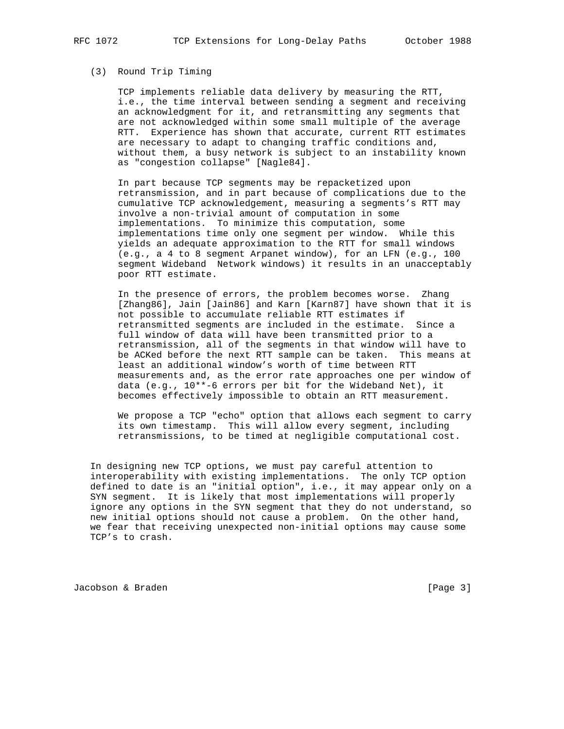### (3) Round Trip Timing

TCP implements reliable data delivery by measuring the RTT, i.e., the time interval between sending a segment and receiving an acknowledgment for it, and retransmitting any segments that are not acknowledged within some small multiple of the average RTT. Experience has shown that accurate, current RTT estimates are necessary to adapt to changing traffic conditions and, without them, a busy network is subject to an instability known as "congestion collapse" [Nagle84].

In part because TCP segments may be repacketized upon retransmission, and in part because of complications due to the cumulative TCP acknowledgement, measuring a segments's RTT may involve a non-trivial amount of computation in some implementations. To minimize this computation, some implementations time only one segment per window. While this yields an adequate approximation to the RTT for small windows (e.g., a 4 to 8 segment Arpanet window), for an LFN (e.g., 100 segment Wideband Network windows) it results in an unacceptably poor RTT estimate.

In the presence of errors, the problem becomes worse. Zhang [Zhang86], Jain [Jain86] and Karn [Karn87] have shown that it is not possible to accumulate reliable RTT estimates if retransmitted segments are included in the estimate. Since a full window of data will have been transmitted prior to a retransmission, all of the segments in that window will have to be ACKed before the next RTT sample can be taken. This means at least an additional window's worth of time between RTT measurements and, as the error rate approaches one per window of data (e.g., 10**-6 errors per bit for the Wideband Net), it becomes effectively impossible to obtain an RTT measurement.

We propose a TCP "echo" option that allows each segment to carry its own timestamp. This will allow every segment, including retransmissions, to be timed at negligible computational cost.

In designing new TCP options, we must pay careful attention to interoperability with existing implementations. The only TCP option defined to date is an "initial option", i.e., it may appear only on a SYN segment. It is likely that most implementations will properly ignore any options in the SYN segment that they do not understand, so new initial options should not cause a problem. On the other hand, we fear that receiving unexpected non-initial options may cause some TCP's to crash.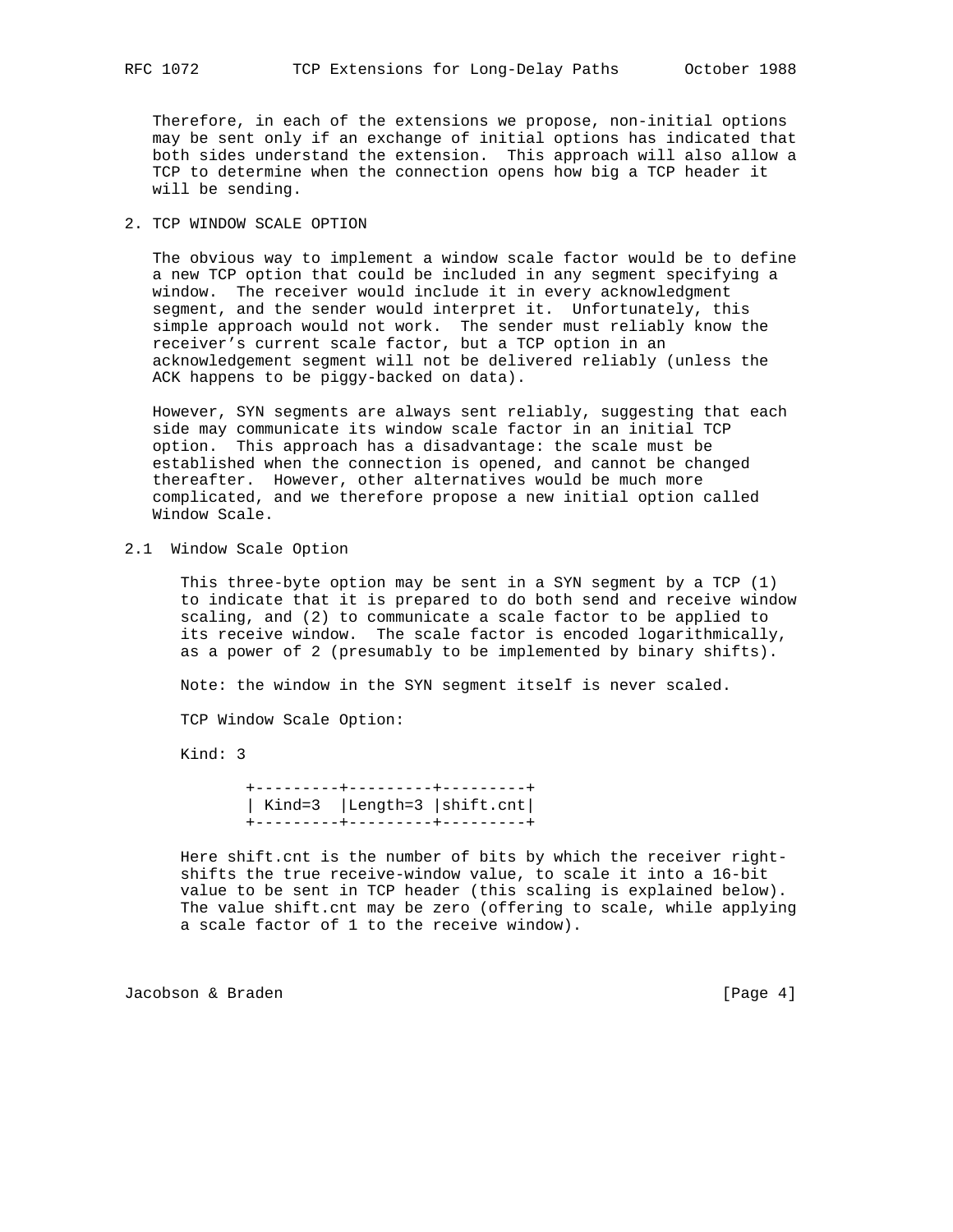Therefore, in each of the extensions we propose, non-initial options may be sent only if an exchange of initial options has indicated that both sides understand the extension. This approach will also allow a TCP to determine when the connection opens how big a TCP header it will be sending.

## 2. TCP WINDOW SCALE OPTION

The obvious way to implement a window scale factor would be to define a new TCP option that could be included in any segment specifying a window. The receiver would include it in every acknowledgment segment, and the sender would interpret it. Unfortunately, this simple approach would not work. The sender must reliably know the receiver's current scale factor, but a TCP option in an acknowledgement segment will not be delivered reliably (unless the ACK happens to be piggy-backed on data).

However, SYN segments are always sent reliably, suggesting that each side may communicate its window scale factor in an initial TCP option. This approach has a disadvantage: the scale must be established when the connection is opened, and cannot be changed thereafter. However, other alternatives would be much more complicated, and we therefore propose a new initial option called Window Scale.

### 2.1 Window Scale Option

This three-byte option may be sent in a SYN segment by a TCP (1) to indicate that it is prepared to do both send and receive window scaling, and (2) to communicate a scale factor to be applied to its receive window. The scale factor is encoded logarithmically, as a power of 2 (presumably to be implemented by binary shifts).

Note: the window in the SYN segment itself is never scaled.

TCP Window Scale Option:

Kind: 3

```
+---------+---------+---------+
| Kind=3  |Length=3 |shift.cnt|
+---------+---------+---------+
```

Here shift.cnt is the number of bits by which the receiver right-shifts the true receive-window value, to scale it into a 16-bit value to be sent in TCP header (this scaling is explained below). The value shift.cnt may be zero (offering to scale, while applying a scale factor of 1 to the receive window).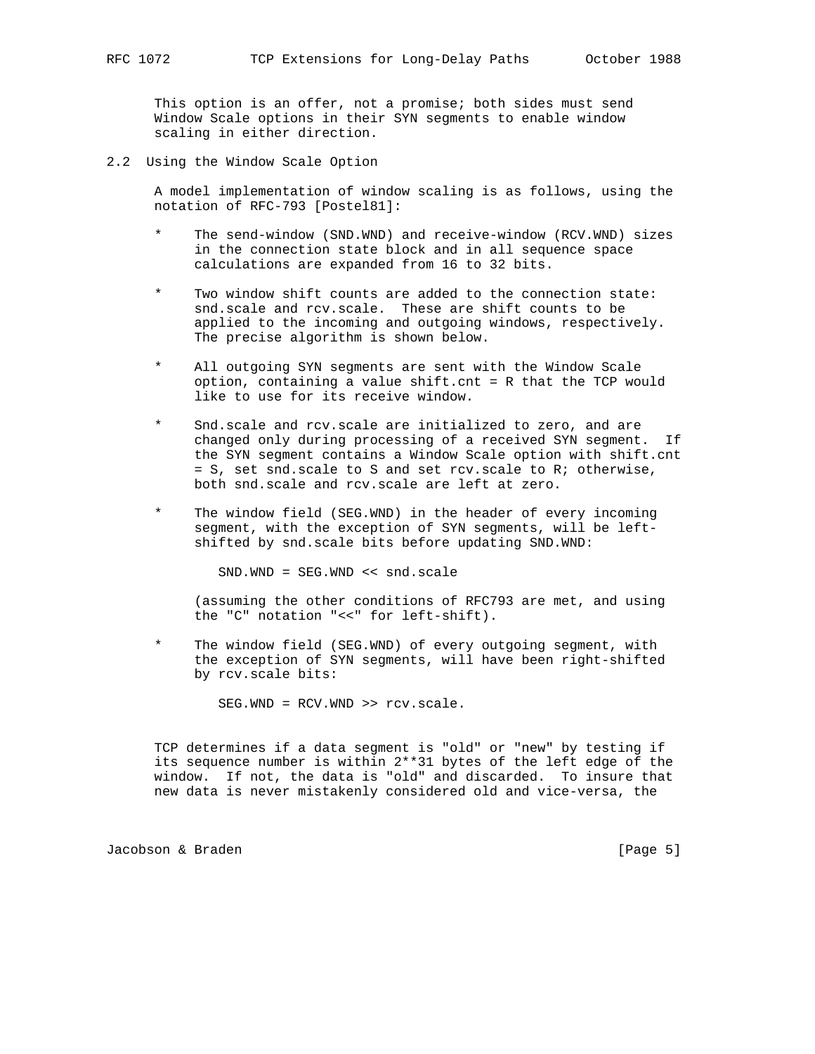This option is an offer, not a promise; both sides must send Window Scale options in their SYN segments to enable window scaling in either direction.

## 2.2 Using the Window Scale Option

A model implementation of window scaling is as follows, using the notation of RFC-793 [Postel81]:

* The send-window (SND.WND) and receive-window (RCV.WND) sizes in the connection state block and in all sequence space calculations are expanded from 16 to 32 bits.

* Two window shift counts are added to the connection state: snd.scale and rcv.scale. These are shift counts to be applied to the incoming and outgoing windows, respectively. The precise algorithm is shown below.

* All outgoing SYN segments are sent with the Window Scale option, containing a value shift.cnt = R that the TCP would like to use for its receive window.

* Snd.scale and rcv.scale are initialized to zero, and are changed only during processing of a received SYN segment. If the SYN segment contains a Window Scale option with shift.cnt = S, set snd.scale to S and set rcv.scale to R; otherwise, both snd.scale and rcv.scale are left at zero.

* The window field (SEG.WND) in the header of every incoming segment, with the exception of SYN segments, will be left-shifted by snd.scale bits before updating SND.WND:

```
SND.WND = SEG.WND << snd.scale
```

  (assuming the other conditions of RFC793 are met, and using the "C" notation "<<" for left-shift).

* The window field (SEG.WND) of every outgoing segment, with the exception of SYN segments, will have been right-shifted by rcv.scale bits:

```
SEG.WND = RCV.WND >> rcv.scale.
```

TCP determines if a data segment is "old" or "new" by testing if its sequence number is within 2**31 bytes of the left edge of the window. If not, the data is "old" and discarded. To insure that new data is never mistakenly considered old and vice-versa, the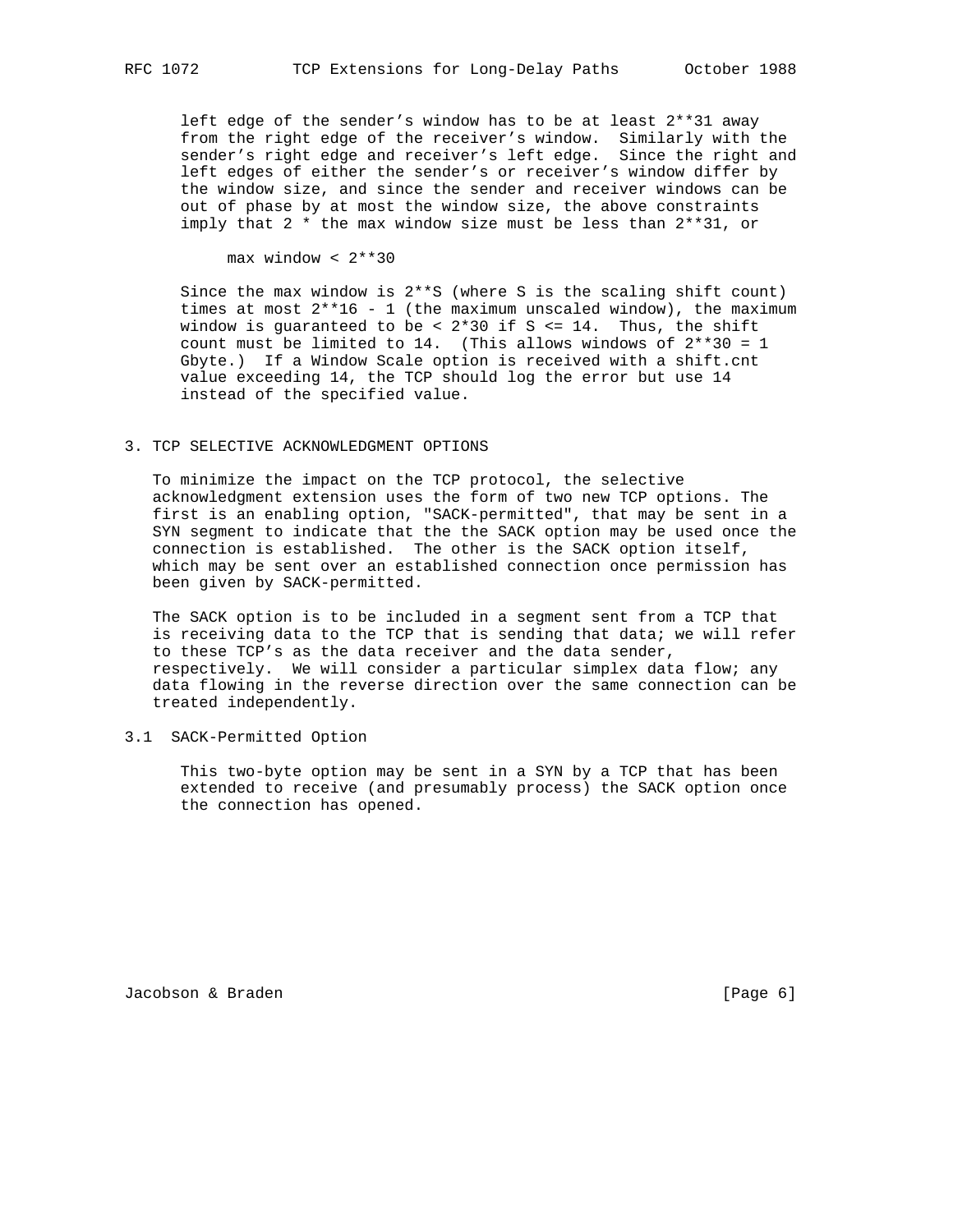left edge of the sender's window has to be at least $2^{31}$ away from the right edge of the receiver's window. Similarly with the sender's right edge and receiver's left edge. Since the right and left edges of either the sender's or receiver's window differ by the window size, and since the sender and receiver windows can be out of phase by at most the window size, the above constraints imply that 2 * the max window size must be less than $2^{31}$, or

$$\text{max window} < 2^{30}$$

Since the max window is $2^S$ (where S is the scaling shift count) times at most $2^{16} - 1$ (the maximum unscaled window), the maximum window is guaranteed to be $< 2^{30}$ if $S \le 14$. Thus, the shift count must be limited to 14. (This allows windows of $2^{30}$ = 1 Gbyte.) If a Window Scale option is received with a shift.cnt value exceeding 14, the TCP should log the error but use 14 instead of the specified value.

## 3. TCP SELECTIVE ACKNOWLEDGMENT OPTIONS

To minimize the impact on the TCP protocol, the selective acknowledgment extension uses the form of two new TCP options. The first is an enabling option, "SACK-permitted", that may be sent in a SYN segment to indicate that the the SACK option may be used once the connection is established. The other is the SACK option itself, which may be sent over an established connection once permission has been given by SACK-permitted.

The SACK option is to be included in a segment sent from a TCP that is receiving data to the TCP that is sending that data; we will refer to these TCP's as the data receiver and the data sender, respectively. We will consider a particular simplex data flow; any data flowing in the reverse direction over the same connection can be treated independently.

### 3.1 SACK-Permitted Option

This two-byte option may be sent in a SYN by a TCP that has been extended to receive (and presumably process) the SACK option once the connection has opened.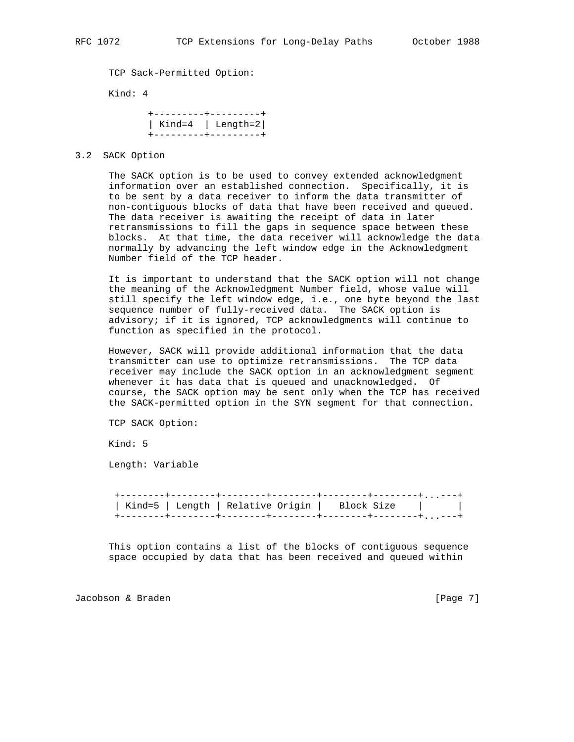TCP Sack-Permitted Option:

Kind: 4

```
        +---------+---------+
        | Kind=4  | Length=2|
        +---------+---------+
```

### 3.2 SACK Option

The SACK option is to be used to convey extended acknowledgment information over an established connection. Specifically, it is to be sent by a data receiver to inform the data transmitter of non-contiguous blocks of data that have been received and queued. The data receiver is awaiting the receipt of data in later retransmissions to fill the gaps in sequence space between these blocks. At that time, the data receiver will acknowledge the data normally by advancing the left window edge in the Acknowledgment Number field of the TCP header.

It is important to understand that the SACK option will not change the meaning of the Acknowledgment Number field, whose value will still specify the left window edge, i.e., one byte beyond the last sequence number of fully-received data. The SACK option is advisory; if it is ignored, TCP acknowledgments will continue to function as specified in the protocol.

However, SACK will provide additional information that the data transmitter can use to optimize retransmissions. The TCP data receiver may include the SACK option in an acknowledgment segment whenever it has data that is queued and unacknowledged. Of course, the SACK option may be sent only when the TCP has received the SACK-permitted option in the SYN segment for that connection.

TCP SACK Option:

Kind: 5

Length: Variable

```
 +--------+--------+--------+--------+--------+--------+...---+
 | Kind=5 | Length | Relative Origin |   Block Size    |      |
 +--------+--------+--------+--------+--------+--------+...---+
```

This option contains a list of the blocks of contiguous sequence space occupied by data that has been received and queued within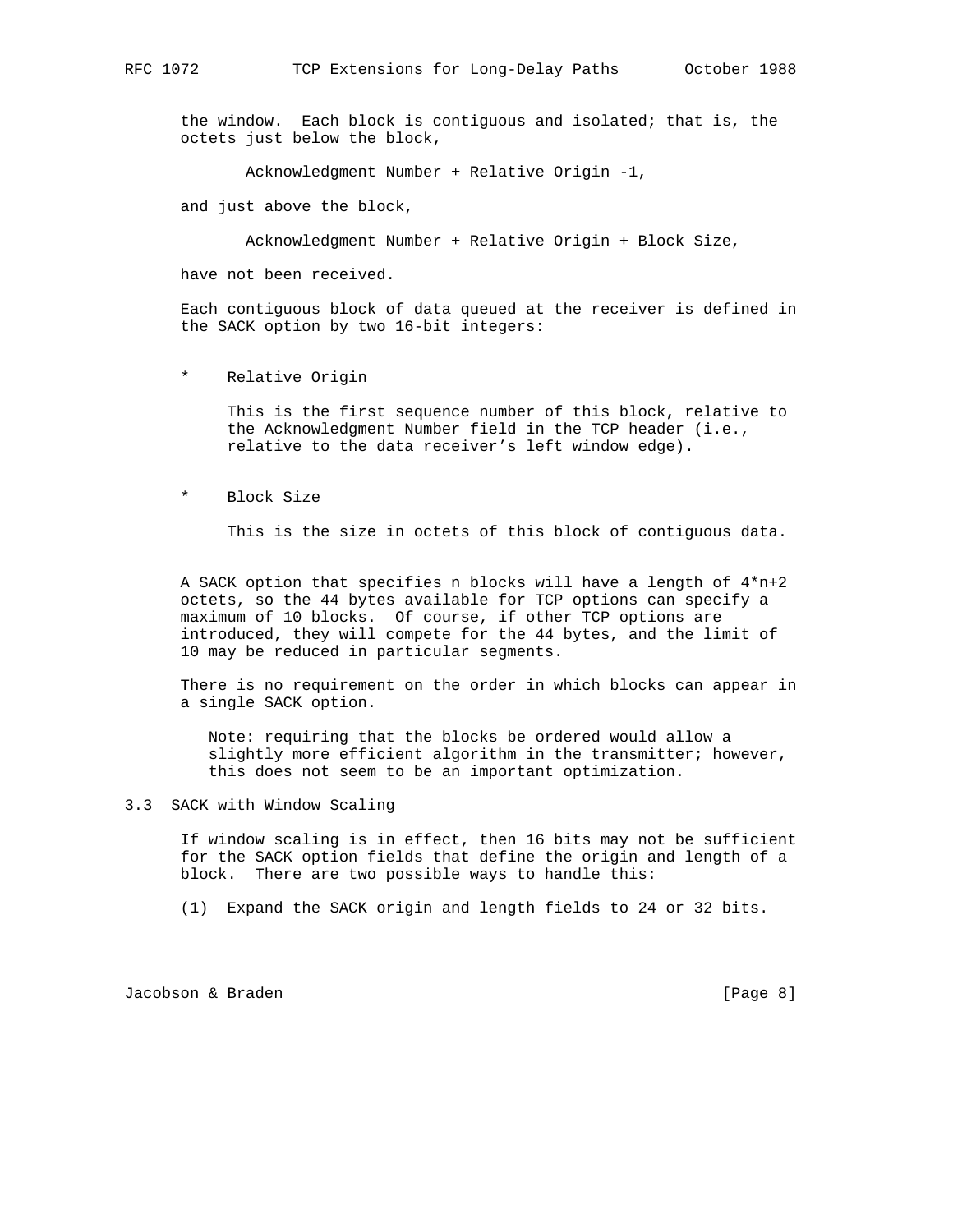the window. Each block is contiguous and isolated; that is, the octets just below the block,

Acknowledgment Number + Relative Origin -1,

and just above the block,

Acknowledgment Number + Relative Origin + Block Size,

have not been received.

Each contiguous block of data queued at the receiver is defined in the SACK option by two 16-bit integers:

* Relative Origin

  This is the first sequence number of this block, relative to the Acknowledgment Number field in the TCP header (i.e., relative to the data receiver's left window edge).

* Block Size

  This is the size in octets of this block of contiguous data.

A SACK option that specifies n blocks will have a length of 4*n+2 octets, so the 44 bytes available for TCP options can specify a maximum of 10 blocks. Of course, if other TCP options are introduced, they will compete for the 44 bytes, and the limit of 10 may be reduced in particular segments.

There is no requirement on the order in which blocks can appear in a single SACK option.

> Note: requiring that the blocks be ordered would allow a slightly more efficient algorithm in the transmitter; however, this does not seem to be an important optimization.

## 3.3 SACK with Window Scaling

If window scaling is in effect, then 16 bits may not be sufficient for the SACK option fields that define the origin and length of a block. There are two possible ways to handle this:

(1) Expand the SACK origin and length fields to 24 or 32 bits.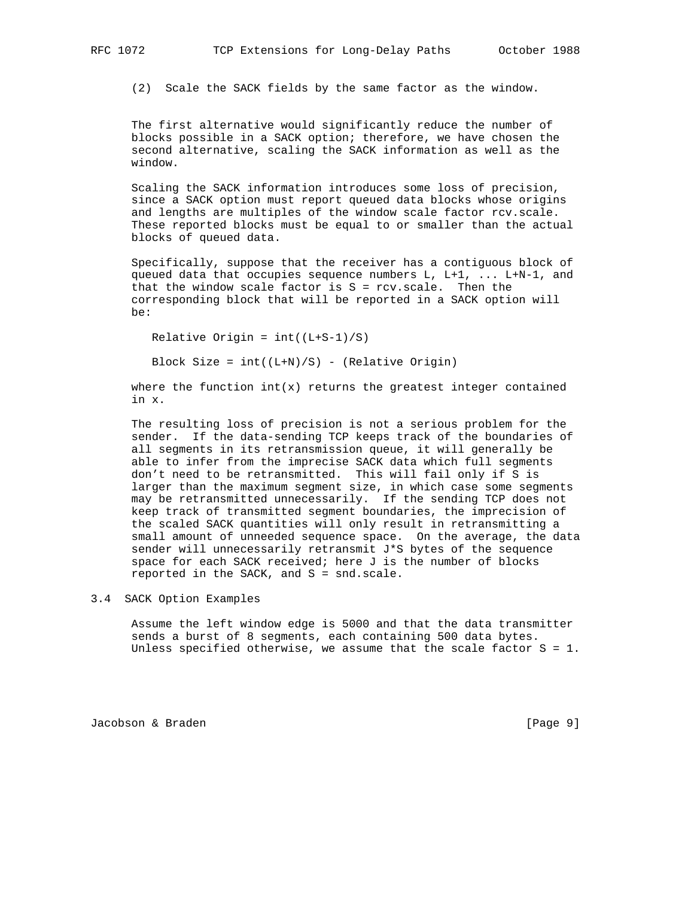(2) Scale the SACK fields by the same factor as the window.

The first alternative would significantly reduce the number of blocks possible in a SACK option; therefore, we have chosen the second alternative, scaling the SACK information as well as the window.

Scaling the SACK information introduces some loss of precision, since a SACK option must report queued data blocks whose origins and lengths are multiples of the window scale factor rcv.scale. These reported blocks must be equal to or smaller than the actual blocks of queued data.

Specifically, suppose that the receiver has a contiguous block of queued data that occupies sequence numbers L, L+1, ... L+N-1, and that the window scale factor is S = rcv.scale. Then the corresponding block that will be reported in a SACK option will be:

$$\text{Relative Origin} = \text{int}((L+S-1)/S)$$

$$\text{Block Size} = \text{int}((L+N)/S) - (\text{Relative Origin})$$

where the function int(x) returns the greatest integer contained in x.

The resulting loss of precision is not a serious problem for the sender. If the data-sending TCP keeps track of the boundaries of all segments in its retransmission queue, it will generally be able to infer from the imprecise SACK data which full segments don't need to be retransmitted. This will fail only if S is larger than the maximum segment size, in which case some segments may be retransmitted unnecessarily. If the sending TCP does not keep track of transmitted segment boundaries, the imprecision of the scaled SACK quantities will only result in retransmitting a small amount of unneeded sequence space. On the average, the data sender will unnecessarily retransmit J*S bytes of the sequence space for each SACK received; here J is the number of blocks reported in the SACK, and S = snd.scale.

### 3.4 SACK Option Examples

Assume the left window edge is 5000 and that the data transmitter sends a burst of 8 segments, each containing 500 data bytes. Unless specified otherwise, we assume that the scale factor S = 1.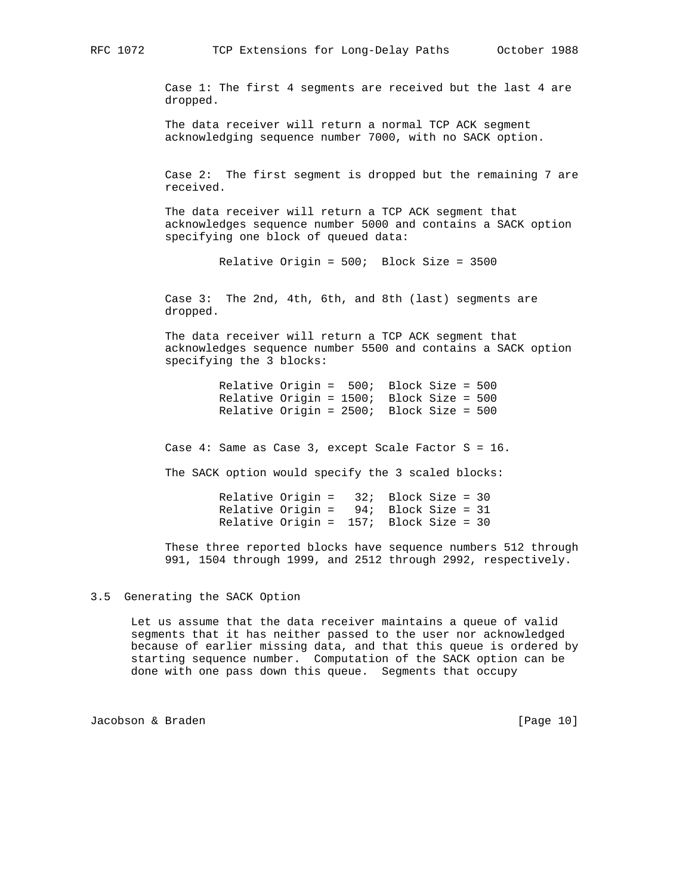Case 1: The first 4 segments are received but the last 4 are dropped.

The data receiver will return a normal TCP ACK segment acknowledging sequence number 7000, with no SACK option.

Case 2: The first segment is dropped but the remaining 7 are received.

The data receiver will return a TCP ACK segment that acknowledges sequence number 5000 and contains a SACK option specifying one block of queued data:

```
Relative Origin = 500;  Block Size = 3500
```

Case 3: The 2nd, 4th, 6th, and 8th (last) segments are dropped.

The data receiver will return a TCP ACK segment that acknowledges sequence number 5500 and contains a SACK option specifying the 3 blocks:

```
Relative Origin =  500;  Block Size = 500
Relative Origin = 1500;  Block Size = 500
Relative Origin = 2500;  Block Size = 500
```

Case 4: Same as Case 3, except Scale Factor S = 16.

The SACK option would specify the 3 scaled blocks:

```
Relative Origin =   32;  Block Size = 30
Relative Origin =   94;  Block Size = 31
Relative Origin =  157;  Block Size = 30
```

These three reported blocks have sequence numbers 512 through 991, 1504 through 1999, and 2512 through 2992, respectively.

### 3.5 Generating the SACK Option

Let us assume that the data receiver maintains a queue of valid segments that it has neither passed to the user nor acknowledged because of earlier missing data, and that this queue is ordered by starting sequence number. Computation of the SACK option can be done with one pass down this queue. Segments that occupy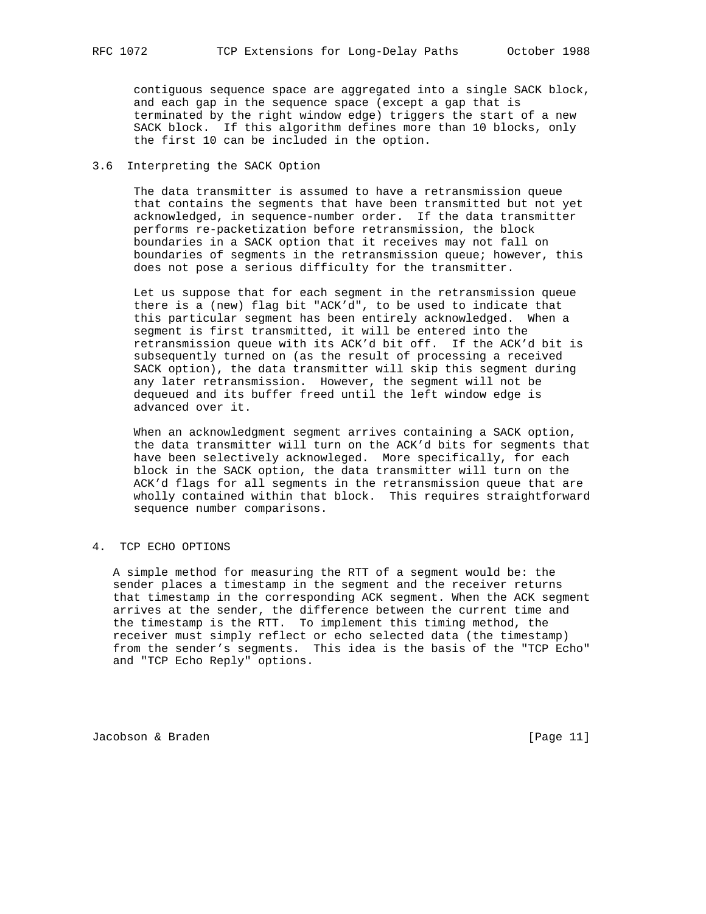contiguous sequence space are aggregated into a single SACK block, and each gap in the sequence space (except a gap that is terminated by the right window edge) triggers the start of a new SACK block. If this algorithm defines more than 10 blocks, only the first 10 can be included in the option.

### 3.6 Interpreting the SACK Option

The data transmitter is assumed to have a retransmission queue that contains the segments that have been transmitted but not yet acknowledged, in sequence-number order. If the data transmitter performs re-packetization before retransmission, the block boundaries in a SACK option that it receives may not fall on boundaries of segments in the retransmission queue; however, this does not pose a serious difficulty for the transmitter.

Let us suppose that for each segment in the retransmission queue there is a (new) flag bit "ACK'd", to be used to indicate that this particular segment has been entirely acknowledged. When a segment is first transmitted, it will be entered into the retransmission queue with its ACK'd bit off. If the ACK'd bit is subsequently turned on (as the result of processing a received SACK option), the data transmitter will skip this segment during any later retransmission. However, the segment will not be dequeued and its buffer freed until the left window edge is advanced over it.

When an acknowledgment segment arrives containing a SACK option, the data transmitter will turn on the ACK'd bits for segments that have been selectively acknowleged. More specifically, for each block in the SACK option, the data transmitter will turn on the ACK'd flags for all segments in the retransmission queue that are wholly contained within that block. This requires straightforward sequence number comparisons.

## 4. TCP ECHO OPTIONS

A simple method for measuring the RTT of a segment would be: the sender places a timestamp in the segment and the receiver returns that timestamp in the corresponding ACK segment. When the ACK segment arrives at the sender, the difference between the current time and the timestamp is the RTT. To implement this timing method, the receiver must simply reflect or echo selected data (the timestamp) from the sender's segments. This idea is the basis of the "TCP Echo" and "TCP Echo Reply" options.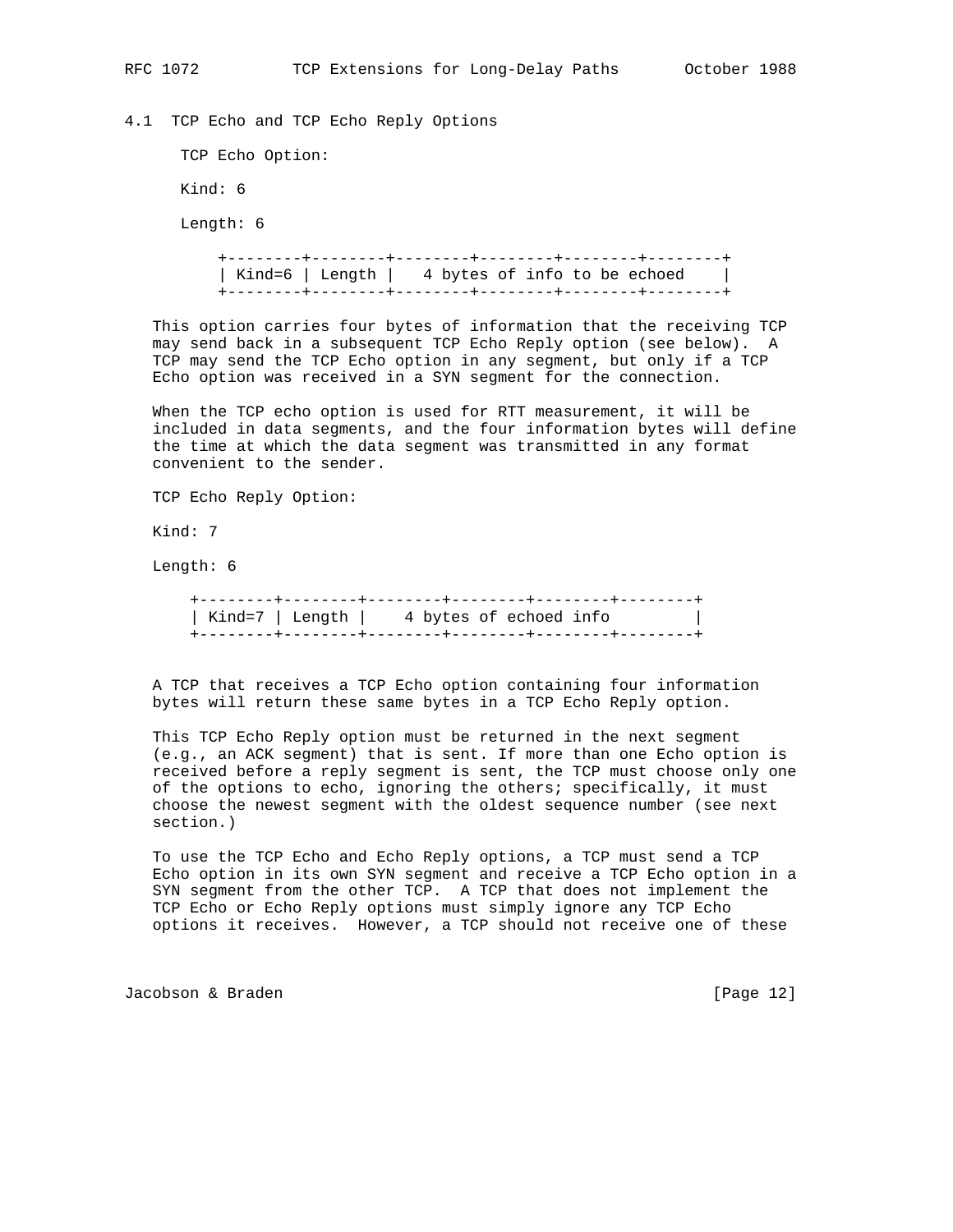### 4.1 TCP Echo and TCP Echo Reply Options

TCP Echo Option:

Kind: 6

Length: 6

```
+--------+--------+--------+--------+--------+--------+
| Kind=6 | Length |   4 bytes of info to be echoed    |
+--------+--------+--------+--------+--------+--------+
```

This option carries four bytes of information that the receiving TCP may send back in a subsequent TCP Echo Reply option (see below). A TCP may send the TCP Echo option in any segment, but only if a TCP Echo option was received in a SYN segment for the connection.

When the TCP echo option is used for RTT measurement, it will be included in data segments, and the four information bytes will define the time at which the data segment was transmitted in any format convenient to the sender.

TCP Echo Reply Option:

Kind: 7

Length: 6

```
+--------+--------+--------+--------+--------+--------+
| Kind=7 | Length |    4 bytes of echoed info         |
+--------+--------+--------+--------+--------+--------+
```

A TCP that receives a TCP Echo option containing four information bytes will return these same bytes in a TCP Echo Reply option.

This TCP Echo Reply option must be returned in the next segment (e.g., an ACK segment) that is sent. If more than one Echo option is received before a reply segment is sent, the TCP must choose only one of the options to echo, ignoring the others; specifically, it must choose the newest segment with the oldest sequence number (see next section.)

To use the TCP Echo and Echo Reply options, a TCP must send a TCP Echo option in its own SYN segment and receive a TCP Echo option in a SYN segment from the other TCP. A TCP that does not implement the TCP Echo or Echo Reply options must simply ignore any TCP Echo options it receives. However, a TCP should not receive one of these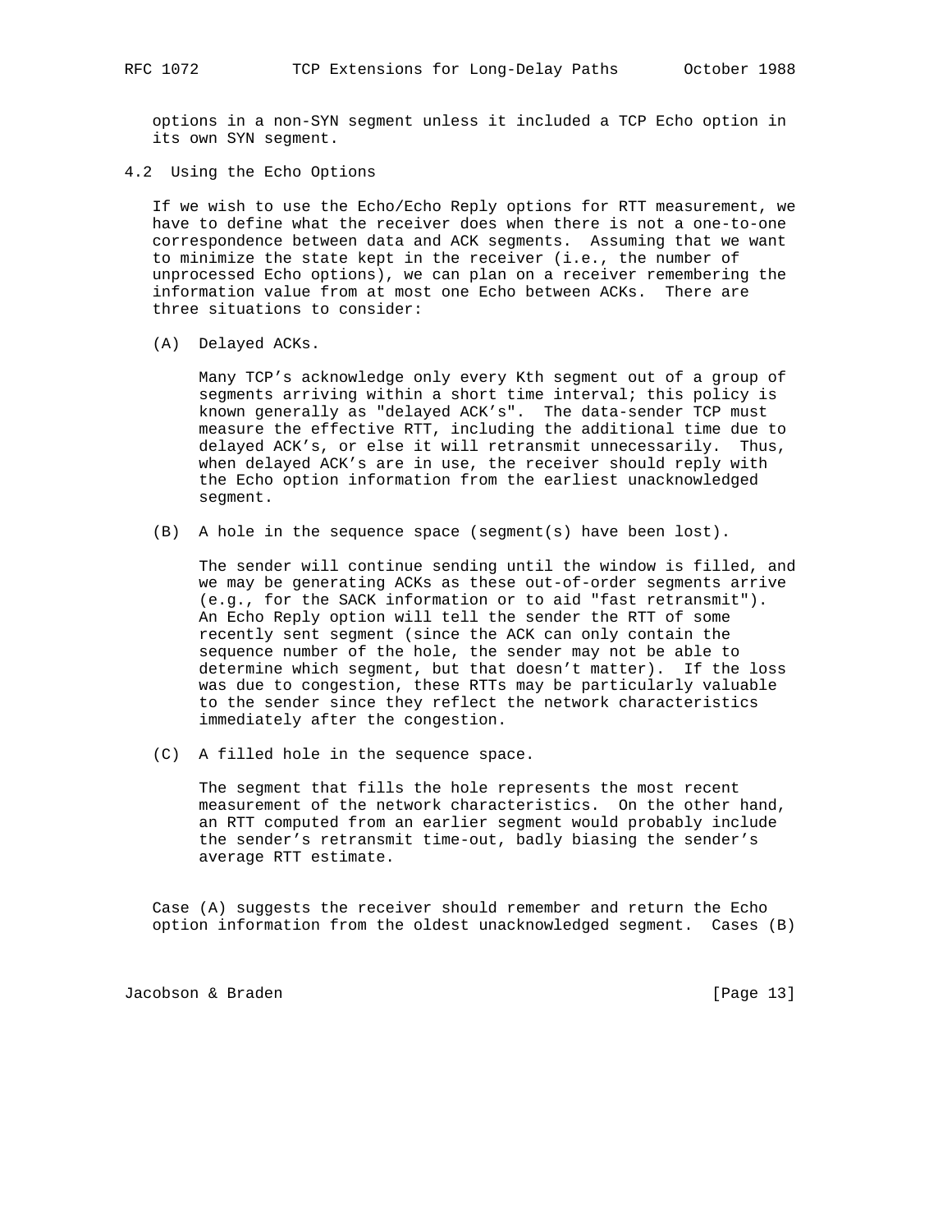options in a non-SYN segment unless it included a TCP Echo option in its own SYN segment.

### 4.2 Using the Echo Options

If we wish to use the Echo/Echo Reply options for RTT measurement, we have to define what the receiver does when there is not a one-to-one correspondence between data and ACK segments. Assuming that we want to minimize the state kept in the receiver (i.e., the number of unprocessed Echo options), we can plan on a receiver remembering the information value from at most one Echo between ACKs. There are three situations to consider:

(A) Delayed ACKs.

Many TCP's acknowledge only every Kth segment out of a group of segments arriving within a short time interval; this policy is known generally as "delayed ACK's". The data-sender TCP must measure the effective RTT, including the additional time due to delayed ACK's, or else it will retransmit unnecessarily. Thus, when delayed ACK's are in use, the receiver should reply with the Echo option information from the earliest unacknowledged segment.

(B) A hole in the sequence space (segment(s) have been lost).

The sender will continue sending until the window is filled, and we may be generating ACKs as these out-of-order segments arrive (e.g., for the SACK information or to aid "fast retransmit"). An Echo Reply option will tell the sender the RTT of some recently sent segment (since the ACK can only contain the sequence number of the hole, the sender may not be able to determine which segment, but that doesn't matter). If the loss was due to congestion, these RTTs may be particularly valuable to the sender since they reflect the network characteristics immediately after the congestion.

(C) A filled hole in the sequence space.

The segment that fills the hole represents the most recent measurement of the network characteristics. On the other hand, an RTT computed from an earlier segment would probably include the sender's retransmit time-out, badly biasing the sender's average RTT estimate.

Case (A) suggests the receiver should remember and return the Echo option information from the oldest unacknowledged segment. Cases (B)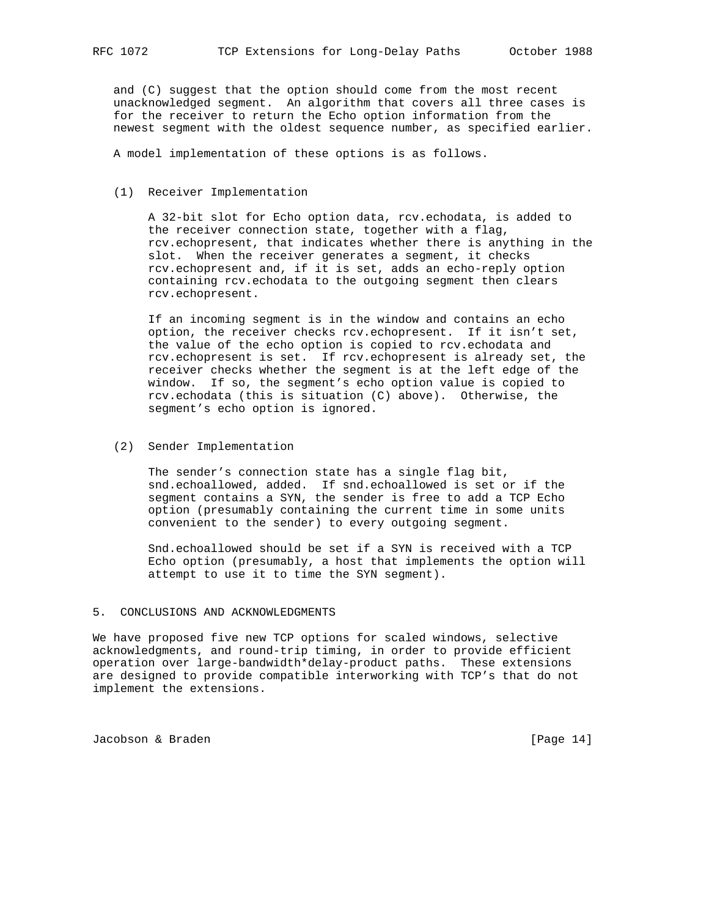and (C) suggest that the option should come from the most recent unacknowledged segment. An algorithm that covers all three cases is for the receiver to return the Echo option information from the newest segment with the oldest sequence number, as specified earlier.

A model implementation of these options is as follows.

(1) Receiver Implementation

A 32-bit slot for Echo option data, rcv.echodata, is added to the receiver connection state, together with a flag, rcv.echopresent, that indicates whether there is anything in the slot. When the receiver generates a segment, it checks rcv.echopresent and, if it is set, adds an echo-reply option containing rcv.echodata to the outgoing segment then clears rcv.echopresent.

If an incoming segment is in the window and contains an echo option, the receiver checks rcv.echopresent. If it isn't set, the value of the echo option is copied to rcv.echodata and rcv.echopresent is set. If rcv.echopresent is already set, the receiver checks whether the segment is at the left edge of the window. If so, the segment's echo option value is copied to rcv.echodata (this is situation (C) above). Otherwise, the segment's echo option is ignored.

(2) Sender Implementation

The sender's connection state has a single flag bit, snd.echoallowed, added. If snd.echoallowed is set or if the segment contains a SYN, the sender is free to add a TCP Echo option (presumably containing the current time in some units convenient to the sender) to every outgoing segment.

Snd.echoallowed should be set if a SYN is received with a TCP Echo option (presumably, a host that implements the option will attempt to use it to time the SYN segment).

## 5. CONCLUSIONS AND ACKNOWLEDGMENTS

We have proposed five new TCP options for scaled windows, selective acknowledgments, and round-trip timing, in order to provide efficient operation over large-bandwidth*delay-product paths. These extensions are designed to provide compatible interworking with TCP's that do not implement the extensions.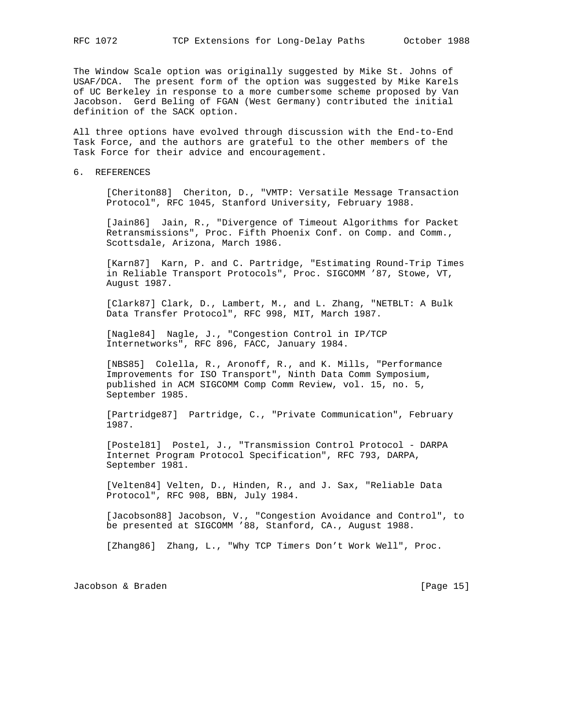The Window Scale option was originally suggested by Mike St. Johns of USAF/DCA. The present form of the option was suggested by Mike Karels of UC Berkeley in response to a more cumbersome scheme proposed by Van Jacobson. Gerd Beling of FGAN (West Germany) contributed the initial definition of the SACK option.

All three options have evolved through discussion with the End-to-End Task Force, and the authors are grateful to the other members of the Task Force for their advice and encouragement.

## 6. REFERENCES

[Cheriton88] Cheriton, D., "VMTP: Versatile Message Transaction Protocol", RFC 1045, Stanford University, February 1988.

[Jain86] Jain, R., "Divergence of Timeout Algorithms for Packet Retransmissions", Proc. Fifth Phoenix Conf. on Comp. and Comm., Scottsdale, Arizona, March 1986.

[Karn87] Karn, P. and C. Partridge, "Estimating Round-Trip Times in Reliable Transport Protocols", Proc. SIGCOMM '87, Stowe, VT, August 1987.

[Clark87] Clark, D., Lambert, M., and L. Zhang, "NETBLT: A Bulk Data Transfer Protocol", RFC 998, MIT, March 1987.

[Nagle84] Nagle, J., "Congestion Control in IP/TCP Internetworks", RFC 896, FACC, January 1984.

[NBS85] Colella, R., Aronoff, R., and K. Mills, "Performance Improvements for ISO Transport", Ninth Data Comm Symposium, published in ACM SIGCOMM Comp Comm Review, vol. 15, no. 5, September 1985.

[Partridge87] Partridge, C., "Private Communication", February 1987.

[Postel81] Postel, J., "Transmission Control Protocol - DARPA Internet Program Protocol Specification", RFC 793, DARPA, September 1981.

[Velten84] Velten, D., Hinden, R., and J. Sax, "Reliable Data Protocol", RFC 908, BBN, July 1984.

[Jacobson88] Jacobson, V., "Congestion Avoidance and Control", to be presented at SIGCOMM '88, Stanford, CA., August 1988.

[Zhang86] Zhang, L., "Why TCP Timers Don't Work Well", Proc.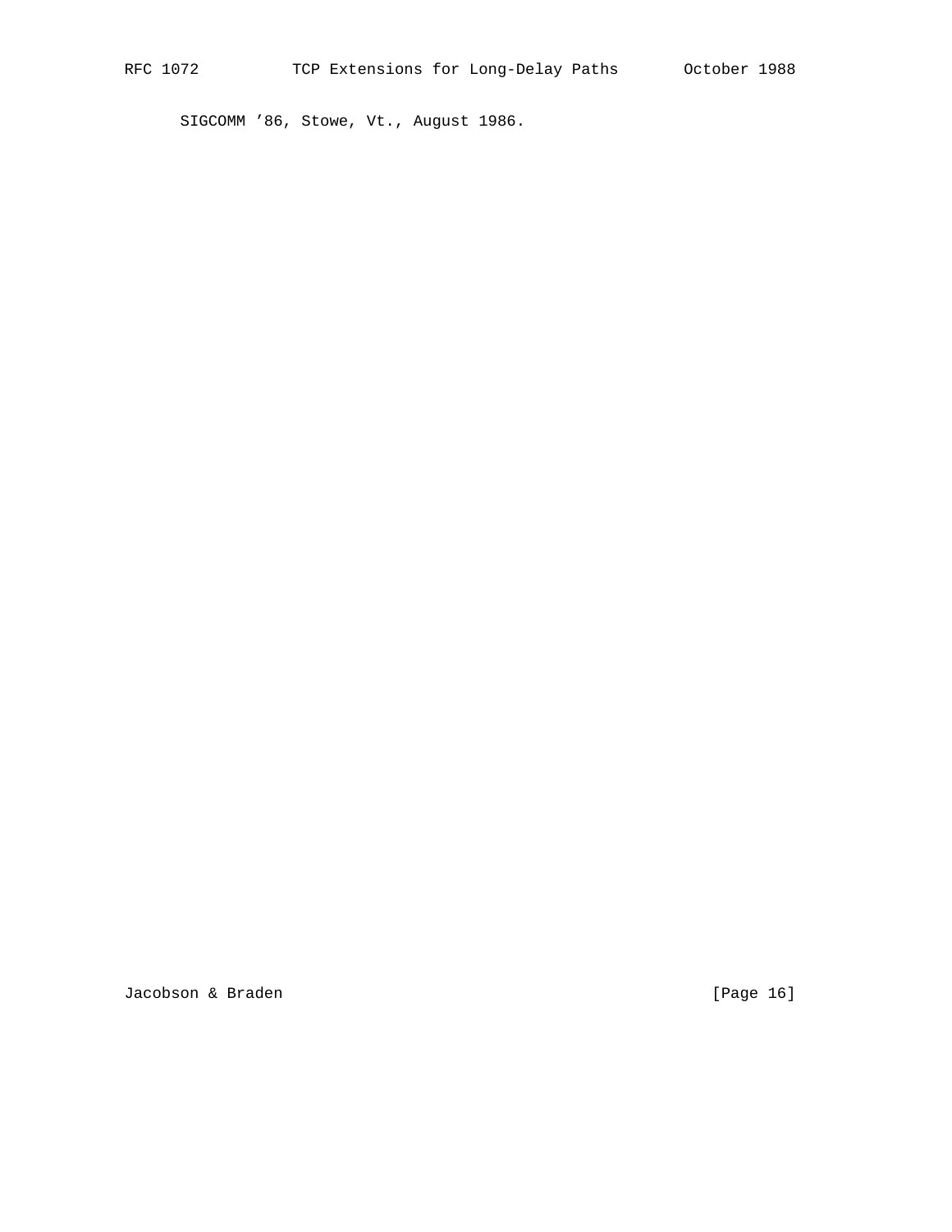SIGCOMM ’86, Stowe, Vt., August 1986.